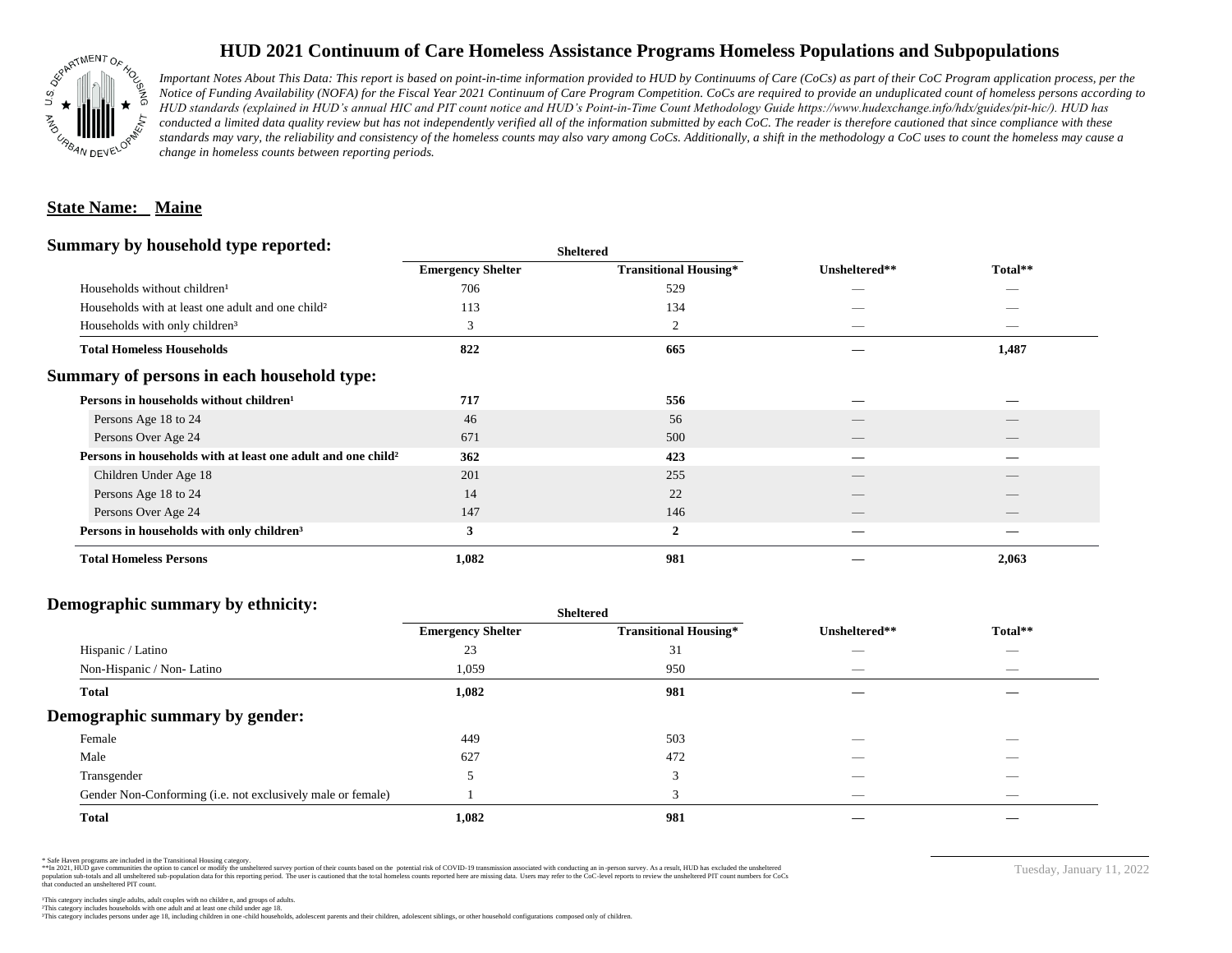# HUD 2021 Continuum of Care Homeless Assistance Programs Homeless Populations and Subpopulations

*Important Notes About This Data: This report is based on point-in-time information provided to HUD by Continuums of Care (CoCs) as part of their CoC Program application process, per the Notice of Funding Availability (NOFA) for the Fiscal Year 2021 Continuum of Care Program Competition. CoCs are required to produce an unduplicated count of homeless persons according to HUD standards (explained in HUD's annual HIC and PIT count notice and HUD's Point-in-Time Count Methodology Guide https://www.hudexchange.info/hdx/guides/pit-hic/). HUD has conducted a limited data quality review but has not independently verified all of the information submitted by each CoC. The reader is therefore cautioned that since compliance with these standards may vary, the reliability and consistency of the homeless counts may also vary among CoCs. Additionally, a shift in the methodology a CoC uses to count the homeless may cause a change in homeless counts between reporting periods.*

## State Name: Maine

### Summary by household type reported:

| | Sheltered | | | |
|---|---|---|---|---|
| | Emergency Shelter | Transitional Housing* | Unsheltered** | Total** |
| Households without children[1] | 706 | 529 | — | — |
| Households with at least one adult and one child[2] | 113 | 134 | — | — |
| Households with only children[3] | 3 | 2 | — | — |
| **Total Homeless Households** | **822** | **665** | **—** | **1,487** |

### Summary of persons in each household type:

| | Emergency Shelter | Transitional Housing* | Unsheltered** | Total** |
|---|---|---|---|---|
| **Persons in households without children[1]** | **717** | **556** | **—** | **—** |
| Persons Age 18 to 24 | 46 | 56 | — | — |
| Persons Over Age 24 | 671 | 500 | — | — |
| **Persons in households with at least one adult and one child[2]** | **362** | **423** | **—** | **—** |
| Children Under Age 18 | 201 | 255 | — | — |
| Persons Age 18 to 24 | 14 | 22 | — | — |
| Persons Over Age 24 | 147 | 146 | — | — |
| **Persons in households with only children[3]** | **3** | **2** | **—** | **—** |
| **Total Homeless Persons** | **1,082** | **981** | **—** | **2,063** |

### Demographic summary by ethnicity:

| | Sheltered | | | |
|---|---|---|---|---|
| | Emergency Shelter | Transitional Housing* | Unsheltered** | Total** |
| Hispanic / Latino | 23 | 31 | — | — |
| Non-Hispanic / Non- Latino | 1,059 | 950 | — | — |
| **Total** | **1,082** | **981** | **—** | **—** |

### Demographic summary by gender:

| | Emergency Shelter | Transitional Housing* | Unsheltered** | Total** |
|---|---|---|---|---|
| Female | 449 | 503 | — | — |
| Male | 627 | 472 | — | — |
| Transgender | 5 | 3 | — | — |
| Gender Non-Conforming (i.e. not exclusively male or female) | 1 | 3 | — | — |
| **Total** | **1,082** | **981** | **—** | **—** |

\* Safe Haven programs are included in the Transitional Housing category.
\*\*In 2021, HUD gave communities the option to cancel or modify the unsheltered survey portion of their counts based on the potential risk of COVID-19 transmission associated with conducting an in-person survey. As a result, HUD has excluded the unsheltered population sub-totals and all unsheltered sub-population data for this reporting period. The user is cautioned that the total homeless counts reported here are missing data. Users may refer to the CoC-level reports to review the unsheltered PIT count numbers for CoCs that conducted an unsheltered PIT count.

[1]This category includes single adults, adult couples with no children, and groups of adults.
[2]This category includes households with one adult and at least one child under age 18.
[3]This category includes persons under age 18, including children in one-child households, adolescent parents and their children, adolescent siblings, or other household configurations composed only of children.

Tuesday, January 11, 2022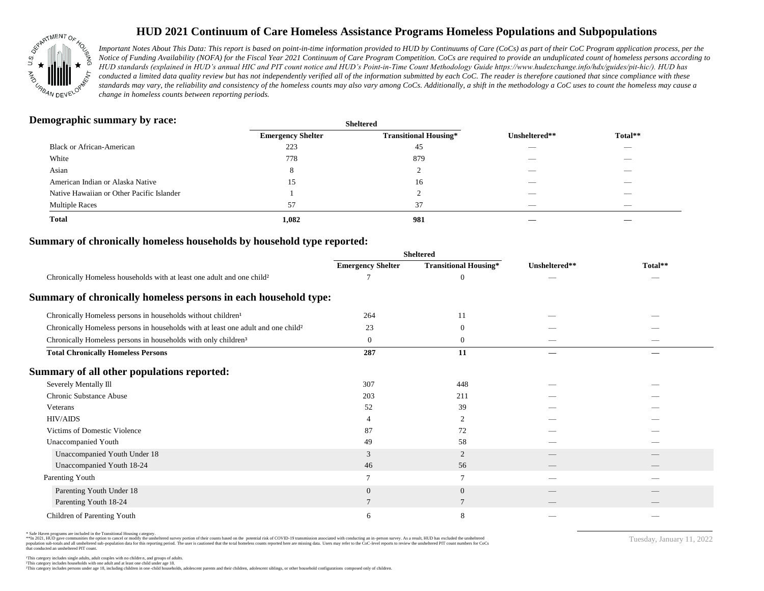# HUD 2021 Continuum of Care Homeless Assistance Programs Homeless Populations and Subpopulations

*Important Notes About This Data: This report is based on point-in-time information provided to HUD by Continuums of Care (CoCs) as part of their CoC Program application process, per the Notice of Funding Availability (NOFA) for the Fiscal Year 2021 Continuum of Care Program Competition. CoCs are required to provide an unduplicated count of homeless persons according to HUD standards (explained in HUD's annual HIC and PIT count notice and HUD's Point-in-Time Count Methodology Guide https://www.hudexchange.info/hdx/guides/pit-hic/). HUD has conducted a limited data quality review but has not independently verified all of the information submitted by each CoC. The reader is therefore cautioned that since compliance with these standards may vary, the reliability and consistency of the homeless counts may also vary among CoCs. Additionally, a shift in the methodology a CoC uses to count the homeless may cause a change in homeless counts between reporting periods.*

## Demographic summary by race:

| | Sheltered | | | |
|---|---|---|---|---|
| | Emergency Shelter | Transitional Housing* | Unsheltered** | Total** |
| Black or African-American | 223 | 45 | — | — |
| White | 778 | 879 | — | — |
| Asian | 8 | 2 | — | — |
| American Indian or Alaska Native | 15 | 16 | — | — |
| Native Hawaiian or Other Pacific Islander | 1 | 2 | — | — |
| Multiple Races | 57 | 37 | — | — |
| **Total** | **1,082** | **981** | **—** | **—** |

## Summary of chronically homeless households by household type reported:

| | Sheltered | | | |
|---|---|---|---|---|
| | Emergency Shelter | Transitional Housing* | Unsheltered** | Total** |
| Chronically Homeless households with at least one adult and one child² | 7 | 0 | — | — |

## Summary of chronically homeless persons in each household type:

| | Emergency Shelter | Transitional Housing* | Unsheltered** | Total** |
|---|---|---|---|---|
| Chronically Homeless persons in households without children¹ | 264 | 11 | — | — |
| Chronically Homeless persons in households with at least one adult and one child² | 23 | 0 | — | — |
| Chronically Homeless persons in households with only children³ | 0 | 0 | — | — |
| **Total Chronically Homeless Persons** | **287** | **11** | **—** | **—** |

## Summary of all other populations reported:

| | Emergency Shelter | Transitional Housing* | Unsheltered** | Total** |
|---|---|---|---|---|
| Severely Mentally Ill | 307 | 448 | — | — |
| Chronic Substance Abuse | 203 | 211 | — | — |
| Veterans | 52 | 39 | — | — |
| HIV/AIDS | 4 | 2 | — | — |
| Victims of Domestic Violence | 87 | 72 | — | — |
| Unaccompanied Youth | 49 | 58 | — | — |
| Unaccompanied Youth Under 18 | 3 | 2 | — | — |
| Unaccompanied Youth 18-24 | 46 | 56 | — | — |
| Parenting Youth | 7 | 7 | — | — |
| Parenting Youth Under 18 | 0 | 0 | — | — |
| Parenting Youth 18-24 | 7 | 7 | — | — |
| Children of Parenting Youth | 6 | 8 | — | — |

\* Safe Haven programs are included in the Transitional Housing category.
\*\*In 2021, HUD gave communities the option to cancel or modify the unsheltered survey portion of their counts based on the potential risk of COVID-19 transmission associated with conducting an in-person survey. As a result, HUD has excluded the unsheltered population sub-totals and all unsheltered sub-population data for this reporting period. The user is cautioned that the total homeless counts reported here are missing data. Users may refer to the CoC-level reports to review the unsheltered PIT count numbers for CoCs that conducted an unsheltered PIT count.

¹This category includes single adults, adult couples with no children, and groups of adults.
²This category includes households with one adult and at least one child under age 18.
³This category includes persons under age 18, including children in one-child households, adolescent parents and their children, adolescent siblings, or other household configurations composed only of children.

Tuesday, January 11, 2022